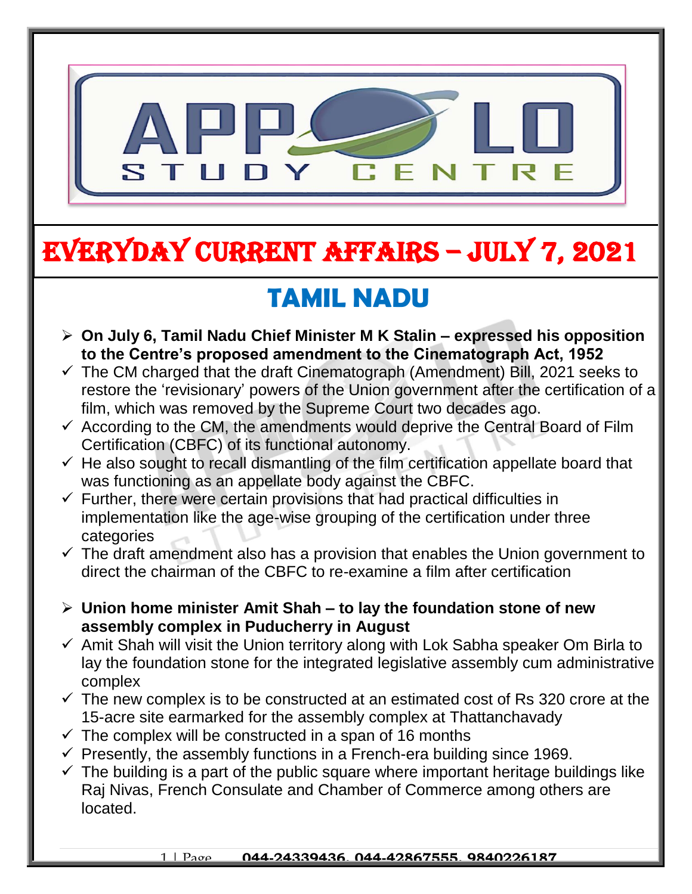# EVERYDAY CURRENT AFFAIRS – JULY 7, 2021

## TAMIL NADU

- **On July 6, Tamil Nadu Chief Minister M K Stalin – expressed his opposition to the Centre's proposed amendment to the Cinematograph Act, 1952**
  - ✓ The CM charged that the draft Cinematograph (Amendment) Bill, 2021 seeks to restore the 'revisionary' powers of the Union government after the certification of a film, which was removed by the Supreme Court two decades ago.
  - ✓ According to the CM, the amendments would deprive the Central Board of Film Certification (CBFC) of its functional autonomy.
  - ✓ He also sought to recall dismantling of the film certification appellate board that was functioning as an appellate body against the CBFC.
  - ✓ Further, there were certain provisions that had practical difficulties in implementation like the age-wise grouping of the certification under three categories
  - ✓ The draft amendment also has a provision that enables the Union government to direct the chairman of the CBFC to re-examine a film after certification

- **Union home minister Amit Shah – to lay the foundation stone of new assembly complex in Puducherry in August**
  - ✓ Amit Shah will visit the Union territory along with Lok Sabha speaker Om Birla to lay the foundation stone for the integrated legislative assembly cum administrative complex
  - ✓ The new complex is to be constructed at an estimated cost of Rs 320 crore at the 15-acre site earmarked for the assembly complex at Thattanchavady
  - ✓ The complex will be constructed in a span of 16 months
  - ✓ Presently, the assembly functions in a French-era building since 1969.
  - ✓ The building is a part of the public square where important heritage buildings like Raj Nivas, French Consulate and Chamber of Commerce among others are located.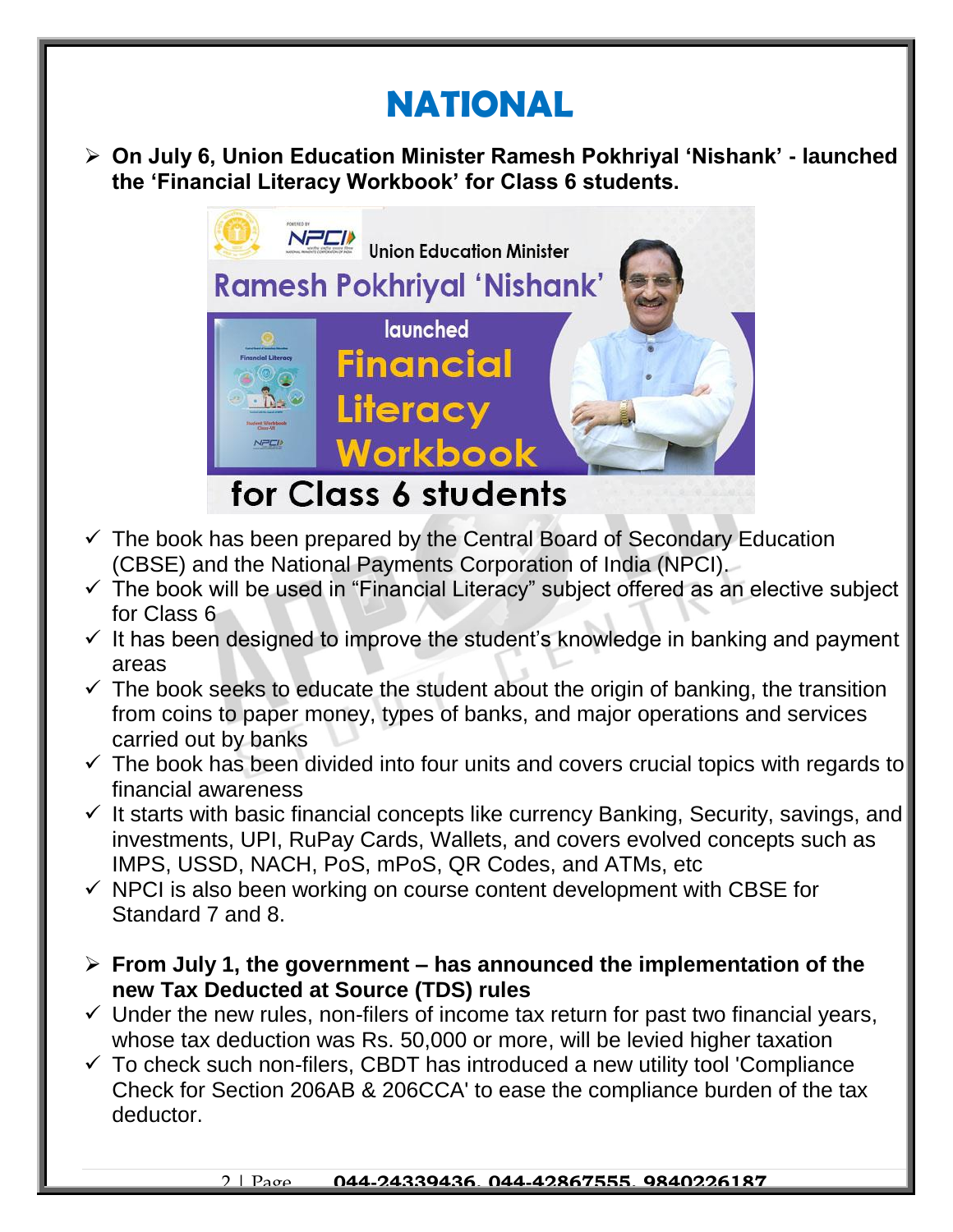# NATIONAL

- **On July 6, Union Education Minister Ramesh Pokhriyal 'Nishank' - launched the 'Financial Literacy Workbook' for Class 6 students.**

- ✓ The book has been prepared by the Central Board of Secondary Education (CBSE) and the National Payments Corporation of India (NPCI).
- ✓ The book will be used in "Financial Literacy" subject offered as an elective subject for Class 6
- ✓ It has been designed to improve the student's knowledge in banking and payment areas
- ✓ The book seeks to educate the student about the origin of banking, the transition from coins to paper money, types of banks, and major operations and services carried out by banks
- ✓ The book has been divided into four units and covers crucial topics with regards to financial awareness
- ✓ It starts with basic financial concepts like currency Banking, Security, savings, and investments, UPI, RuPay Cards, Wallets, and covers evolved concepts such as IMPS, USSD, NACH, PoS, mPoS, QR Codes, and ATMs, etc
- ✓ NPCI is also been working on course content development with CBSE for Standard 7 and 8.

- **From July 1, the government – has announced the implementation of the new Tax Deducted at Source (TDS) rules**

- ✓ Under the new rules, non-filers of income tax return for past two financial years, whose tax deduction was Rs. 50,000 or more, will be levied higher taxation
- ✓ To check such non-filers, CBDT has introduced a new utility tool 'Compliance Check for Section 206AB & 206CCA' to ease the compliance burden of the tax deductor.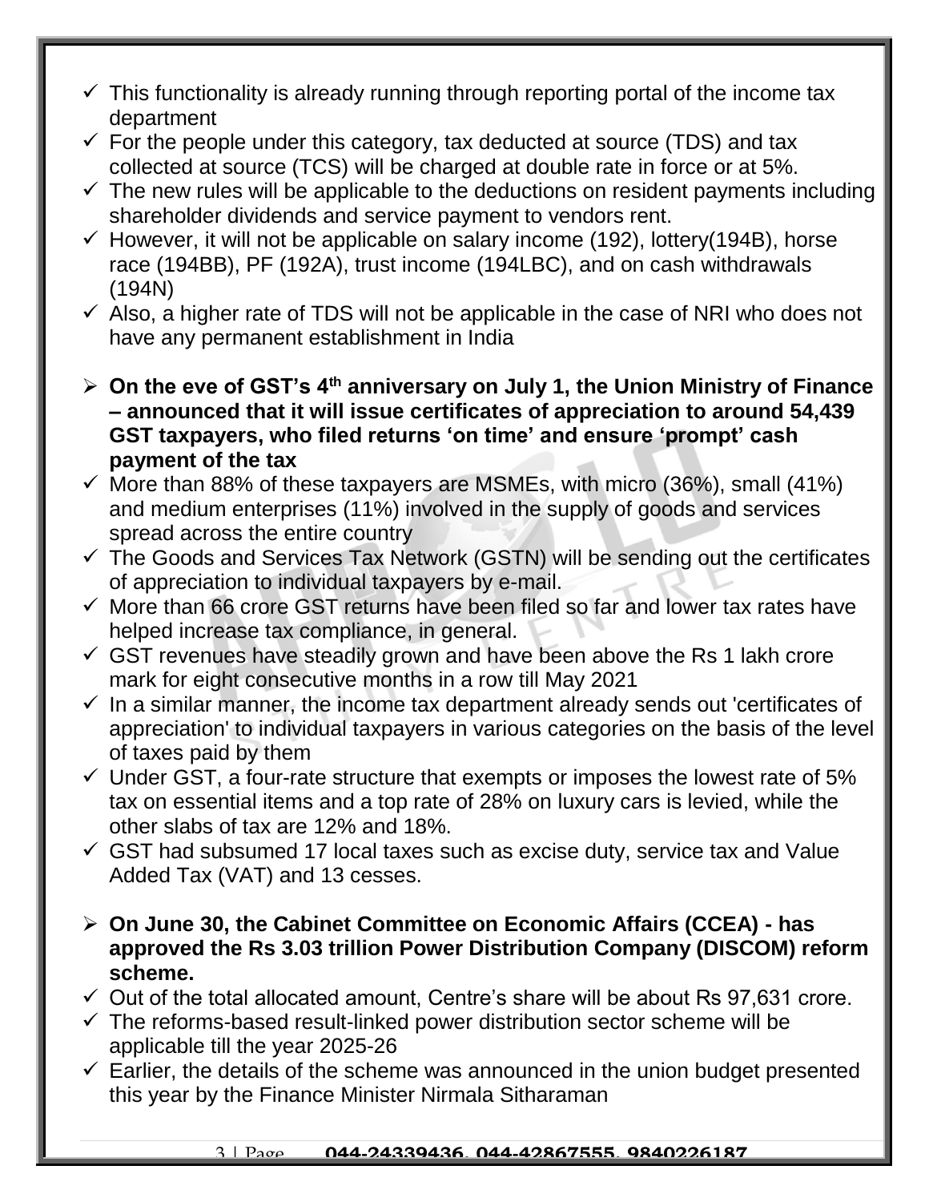- ✓ This functionality is already running through reporting portal of the income tax department
- ✓ For the people under this category, tax deducted at source (TDS) and tax collected at source (TCS) will be charged at double rate in force or at 5%.
- ✓ The new rules will be applicable to the deductions on resident payments including shareholder dividends and service payment to vendors rent.
- ✓ However, it will not be applicable on salary income (192), lottery(194B), horse race (194BB), PF (192A), trust income (194LBC), and on cash withdrawals (194N)
- ✓ Also, a higher rate of TDS will not be applicable in the case of NRI who does not have any permanent establishment in India

- **On the eve of GST's 4th anniversary on July 1, the Union Ministry of Finance – announced that it will issue certificates of appreciation to around 54,439 GST taxpayers, who filed returns 'on time' and ensure 'prompt' cash payment of the tax**
- ✓ More than 88% of these taxpayers are MSMEs, with micro (36%), small (41%) and medium enterprises (11%) involved in the supply of goods and services spread across the entire country
- ✓ The Goods and Services Tax Network (GSTN) will be sending out the certificates of appreciation to individual taxpayers by e-mail.
- ✓ More than 66 crore GST returns have been filed so far and lower tax rates have helped increase tax compliance, in general.
- ✓ GST revenues have steadily grown and have been above the Rs 1 lakh crore mark for eight consecutive months in a row till May 2021
- ✓ In a similar manner, the income tax department already sends out 'certificates of appreciation' to individual taxpayers in various categories on the basis of the level of taxes paid by them
- ✓ Under GST, a four-rate structure that exempts or imposes the lowest rate of 5% tax on essential items and a top rate of 28% on luxury cars is levied, while the other slabs of tax are 12% and 18%.
- ✓ GST had subsumed 17 local taxes such as excise duty, service tax and Value Added Tax (VAT) and 13 cesses.

- **On June 30, the Cabinet Committee on Economic Affairs (CCEA) - has approved the Rs 3.03 trillion Power Distribution Company (DISCOM) reform scheme.**
- ✓ Out of the total allocated amount, Centre's share will be about Rs 97,631 crore.
- ✓ The reforms-based result-linked power distribution sector scheme will be applicable till the year 2025-26
- ✓ Earlier, the details of the scheme was announced in the union budget presented this year by the Finance Minister Nirmala Sitharaman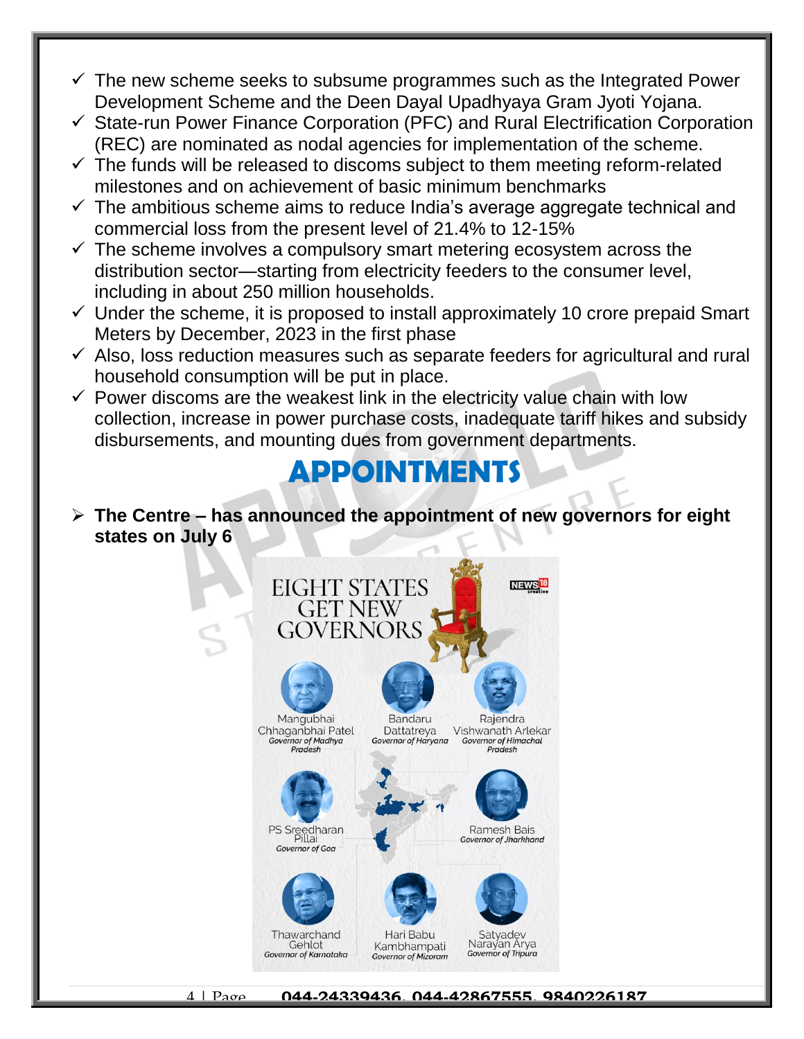- ✓ The new scheme seeks to subsume programmes such as the Integrated Power Development Scheme and the Deen Dayal Upadhyaya Gram Jyoti Yojana.
- ✓ State-run Power Finance Corporation (PFC) and Rural Electrification Corporation (REC) are nominated as nodal agencies for implementation of the scheme.
- ✓ The funds will be released to discoms subject to them meeting reform-related milestones and on achievement of basic minimum benchmarks
- ✓ The ambitious scheme aims to reduce India's average aggregate technical and commercial loss from the present level of 21.4% to 12-15%
- ✓ The scheme involves a compulsory smart metering ecosystem across the distribution sector—starting from electricity feeders to the consumer level, including in about 250 million households.
- ✓ Under the scheme, it is proposed to install approximately 10 crore prepaid Smart Meters by December, 2023 in the first phase
- ✓ Also, loss reduction measures such as separate feeders for agricultural and rural household consumption will be put in place.
- ✓ Power discoms are the weakest link in the electricity value chain with low collection, increase in power purchase costs, inadequate tariff hikes and subsidy disbursements, and mounting dues from government departments.

# APPOINTMENTS

- **The Centre – has announced the appointment of new governors for eight states on July 6**

EIGHT STATES GET NEW GOVERNORS

- Mangubhai Chhaganbhai Patel – *Governor of Madhya Pradesh*
- Bandaru Dattatreya – *Governor of Haryana*
- Rajendra Vishwanath Arlekar – *Governor of Himachal Pradesh*
- PS Sreedharan Pillai – *Governor of Goa*
- Ramesh Bais – *Governor of Jharkhand*
- Thawarchand Gehlot – *Governor of Karnataka*
- Hari Babu Kambhampati – *Governor of Mizoram*
- Satyadev Narayan Arya – *Governor of Tripura*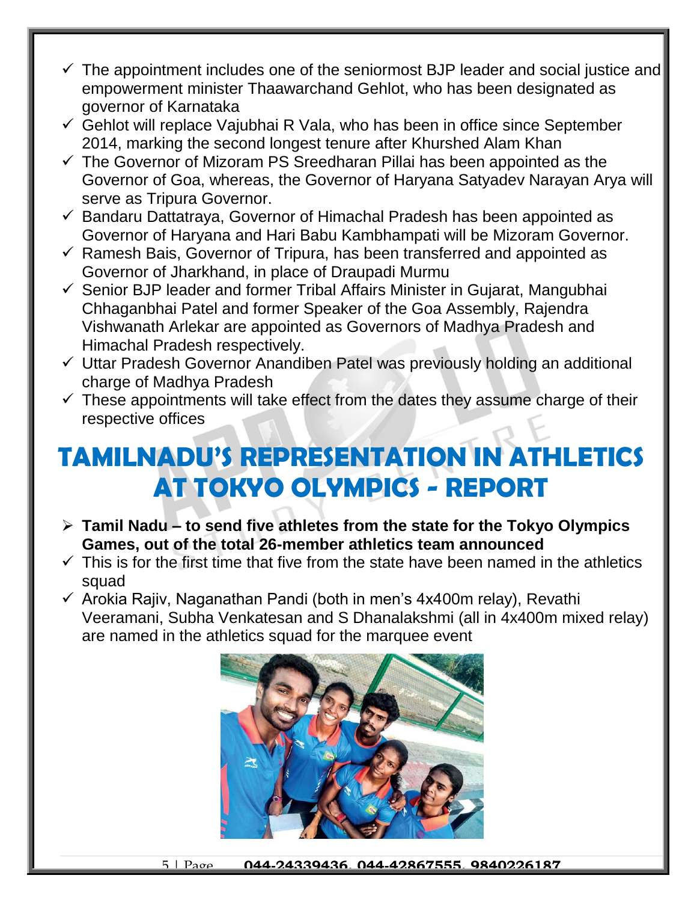- The appointment includes one of the seniormost BJP leader and social justice and empowerment minister Thaawarchand Gehlot, who has been designated as governor of Karnataka
- Gehlot will replace Vajubhai R Vala, who has been in office since September 2014, marking the second longest tenure after Khurshed Alam Khan
- The Governor of Mizoram PS Sreedharan Pillai has been appointed as the Governor of Goa, whereas, the Governor of Haryana Satyadev Narayan Arya will serve as Tripura Governor.
- Bandaru Dattatraya, Governor of Himachal Pradesh has been appointed as Governor of Haryana and Hari Babu Kambhampati will be Mizoram Governor.
- Ramesh Bais, Governor of Tripura, has been transferred and appointed as Governor of Jharkhand, in place of Draupadi Murmu
- Senior BJP leader and former Tribal Affairs Minister in Gujarat, Mangubhai Chhaganbhai Patel and former Speaker of the Goa Assembly, Rajendra Vishwanath Arlekar are appointed as Governors of Madhya Pradesh and Himachal Pradesh respectively.
- Uttar Pradesh Governor Anandiben Patel was previously holding an additional charge of Madhya Pradesh
- These appointments will take effect from the dates they assume charge of their respective offices

# TAMILNADU'S REPRESENTATION IN ATHLETICS AT TOKYO OLYMPICS - REPORT

- **Tamil Nadu – to send five athletes from the state for the Tokyo Olympics Games, out of the total 26-member athletics team announced**
- This is for the first time that five from the state have been named in the athletics squad
- Arokia Rajiv, Naganathan Pandi (both in men's 4x400m relay), Revathi Veeramani, Subha Venkatesan and S Dhanalakshmi (all in 4x400m mixed relay) are named in the athletics squad for the marquee event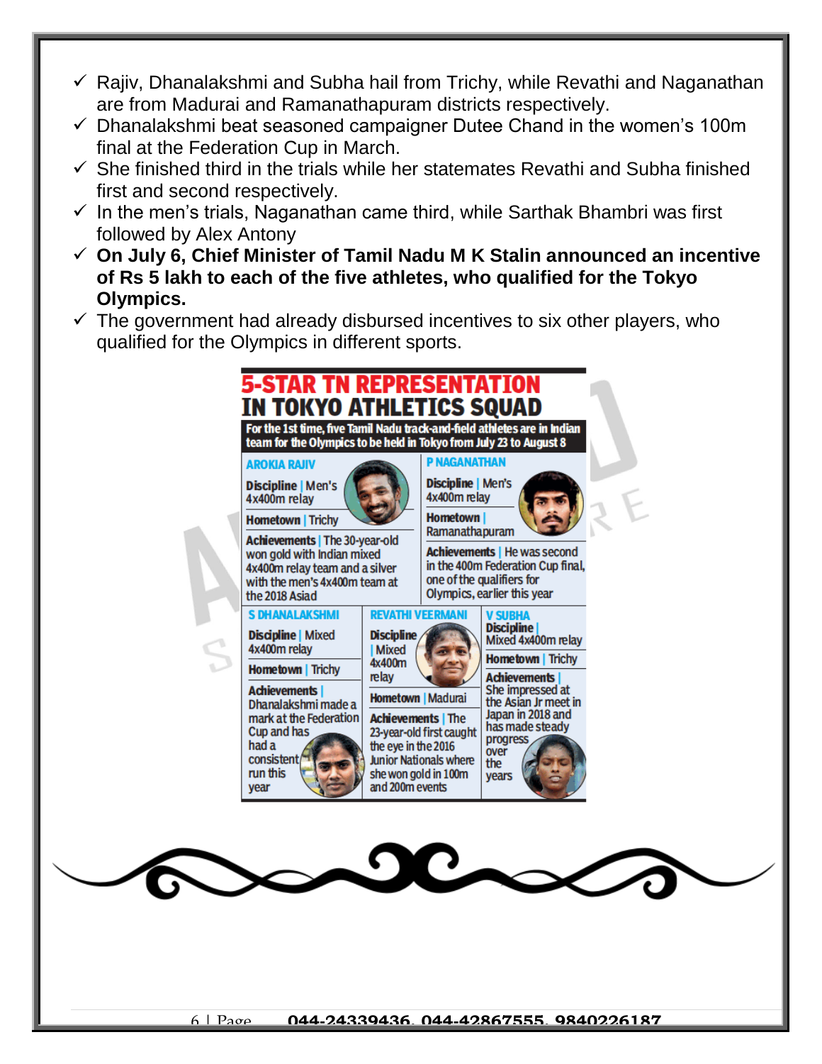- Rajiv, Dhanalakshmi and Subha hail from Trichy, while Revathi and Naganathan are from Madurai and Ramanathapuram districts respectively.
- Dhanalakshmi beat seasoned campaigner Dutee Chand in the women's 100m final at the Federation Cup in March.
- She finished third in the trials while her statemates Revathi and Subha finished first and second respectively.
- In the men's trials, Naganathan came third, while Sarthak Bhambri was first followed by Alex Antony
- **On July 6, Chief Minister of Tamil Nadu M K Stalin announced an incentive of Rs 5 lakh to each of the five athletes, who qualified for the Tokyo Olympics.**
- The government had already disbursed incentives to six other players, who qualified for the Olympics in different sports.

## 5-STAR TN REPRESENTATION IN TOKYO ATHLETICS SQUAD

For the 1st time, five Tamil Nadu track-and-field athletes are in Indian team for the Olympics to be held in Tokyo from July 23 to August 8

**AROKIA RAJIV**

**Discipline** | Men's 4x400m relay

**Hometown** | Trichy

**Achievements** | The 30-year-old won gold with Indian mixed 4x400m relay team and a silver with the men's 4x400m team at the 2018 Asiad

**P NAGANATHAN**

**Discipline** | Men's 4x400m relay

**Hometown** | Ramanathapuram

**Achievements** | He was second in the 400m Federation Cup final, one of the qualifiers for Olympics, earlier this year

**S DHANALAKSHMI**

**Discipline** | Mixed 4x400m relay

**Hometown** | Trichy

**Achievements** | Dhanalakshmi made a mark at the Federation Cup and has had a consistent run this year

**REVATHI VEERMANI**

**Discipline** | Mixed 4x400m relay

**Hometown** | Madurai

**Achievements** | The 23-year-old first caught the eye in the 2016 Junior Nationals where she won gold in 100m and 200m events

**V SUBHA**

**Discipline** | Mixed 4x400m relay

**Hometown** | Trichy

**Achievements** | She impressed at the Asian Jr meet in Japan in 2018 and has made steady progress over the years